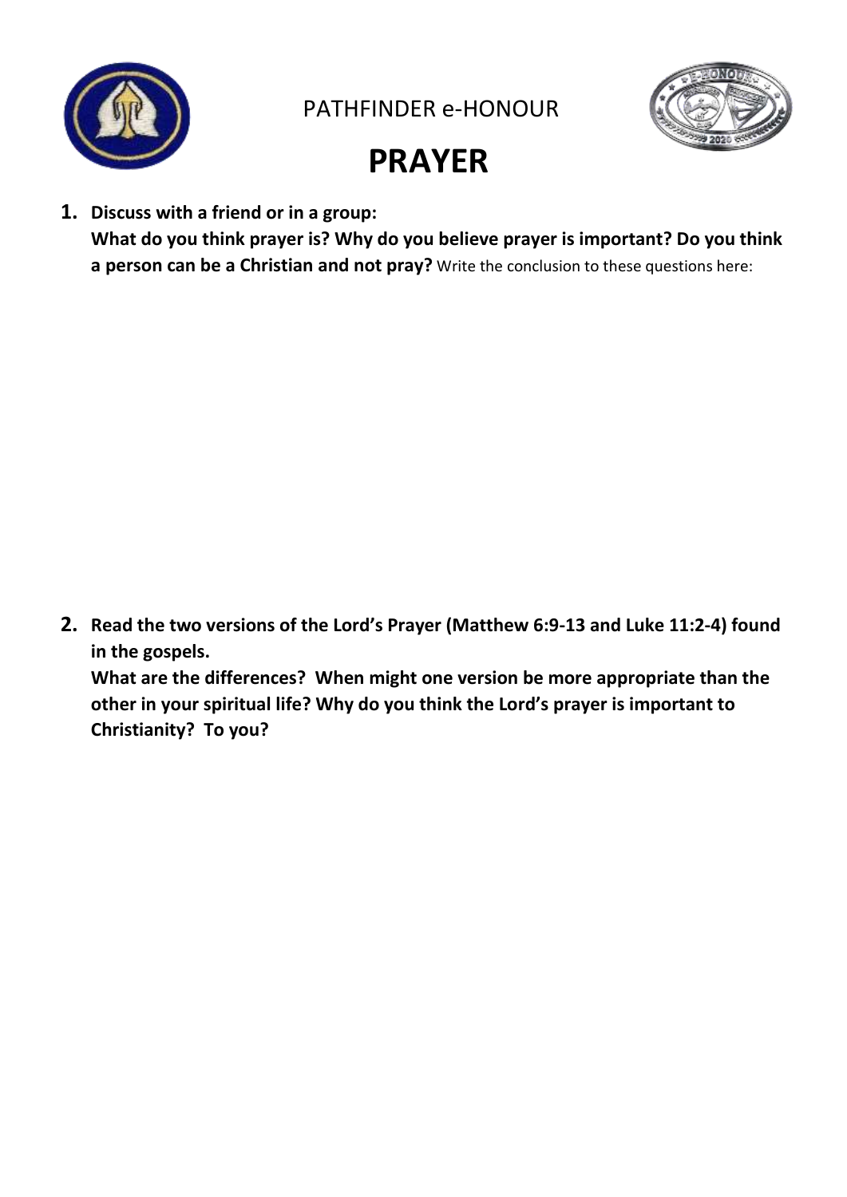PATHFINDER e-HONOUR

# PRAYER

1. **Discuss with a friend or in a group:**
   **What do you think prayer is? Why do you believe prayer is important? Do you think a person can be a Christian and not pray?** Write the conclusion to these questions here:

2. **Read the two versions of the Lord's Prayer (Matthew 6:9-13 and Luke 11:2-4) found in the gospels.**
   **What are the differences? When might one version be more appropriate than the other in your spiritual life? Why do you think the Lord's prayer is important to Christianity? To you?**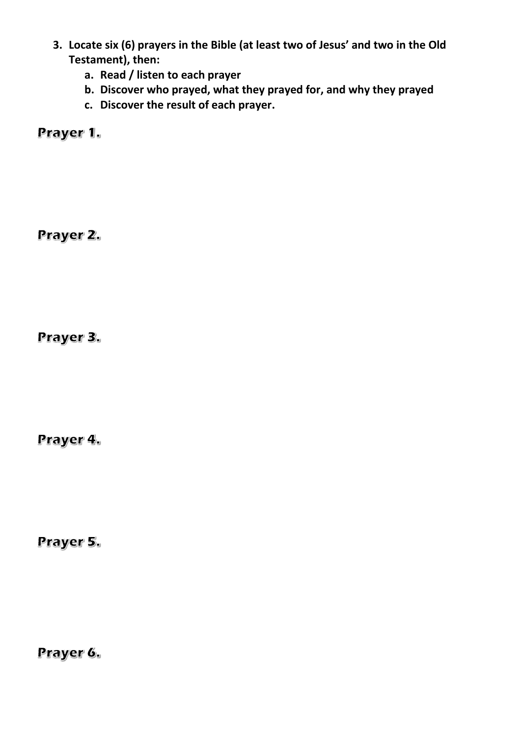3. **Locate six (6) prayers in the Bible (at least two of Jesus' and two in the Old Testament), then:**
    a. **Read / listen to each prayer**
    b. **Discover who prayed, what they prayed for, and why they prayed**
    c. **Discover the result of each prayer.**

## Prayer 1.

## Prayer 2.

## Prayer 3.

## Prayer 4.

## Prayer 5.

## Prayer 6.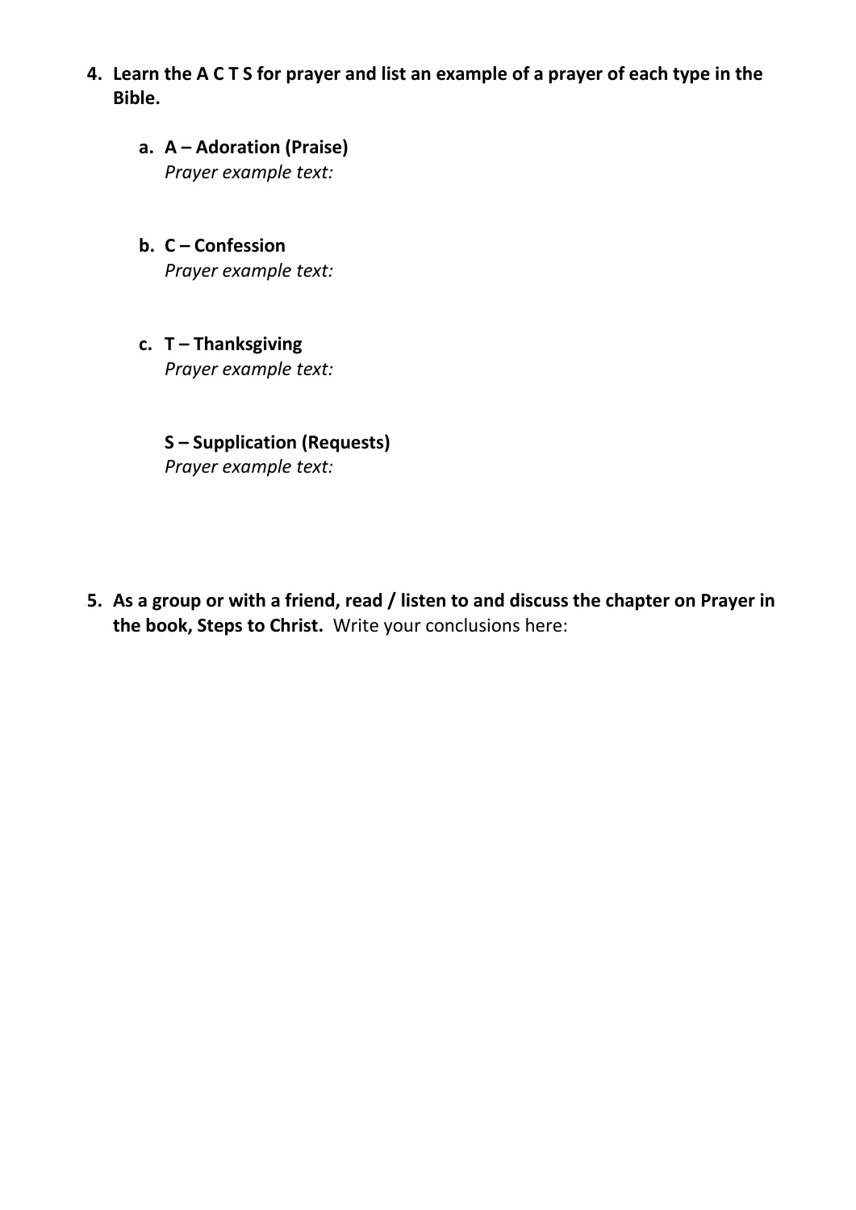4. **Learn the A C T S for prayer and list an example of a prayer of each type in the Bible.**

   a. **A – Adoration (Praise)**
   *Prayer example text:*

   b. **C – Confession**
   *Prayer example text:*

   c. **T – Thanksgiving**
   *Prayer example text:*

   **S – Supplication (Requests)**
   *Prayer example text:*

5. **As a group or with a friend, read / listen to and discuss the chapter on Prayer in the book, Steps to Christ.** Write your conclusions here: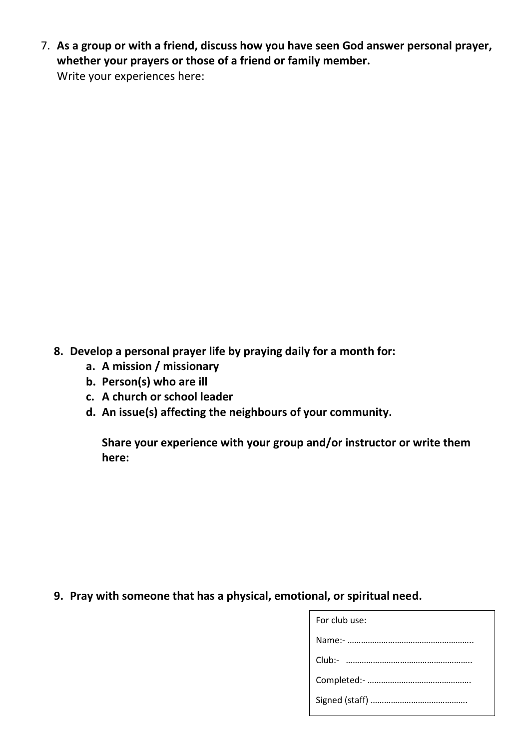7. **As a group or with a friend, discuss how you have seen God answer personal prayer, whether your prayers or those of a friend or family member.**
   Write your experiences here:

8. **Develop a personal prayer life by praying daily for a month for:**
   a. **A mission / missionary**
   b. **Person(s) who are ill**
   c. **A church or school leader**
   d. **An issue(s) affecting the neighbours of your community.**

   **Share your experience with your group and/or instructor or write them here:**

9. **Pray with someone that has a physical, emotional, or spiritual need.**

For club use:

Name:- ………………………………………………..

Club:- ………………………………………………..

Completed:- ……………………………………….

Signed (staff) …………………………………….